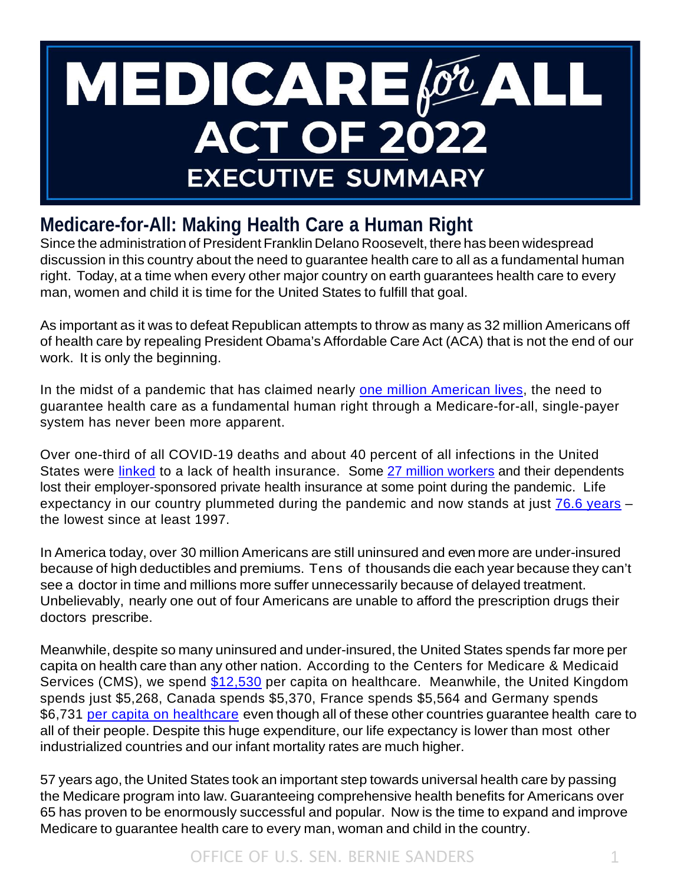# MEDICARE for ALL ACT OF 2022

## EXECUTIVE SUMMARY

## Medicare-for-All: Making Health Care a Human Right

Since the administration of President Franklin Delano Roosevelt, there has been widespread discussion in this country about the need to guarantee health care to all as a fundamental human right. Today, at a time when every other major country on earth guarantees health care to every man, women and child it is time for the United States to fulfill that goal.

As important as it was to defeat Republican attempts to throw as many as 32 million Americans off of health care by repealing President Obama's Affordable Care Act (ACA) that is not the end of our work. It is only the beginning.

In the midst of a pandemic that has claimed nearly one million American lives, the need to guarantee health care as a fundamental human right through a Medicare-for-all, single-payer system has never been more apparent.

Over one-third of all COVID-19 deaths and about 40 percent of all infections in the United States were linked to a lack of health insurance. Some 27 million workers and their dependents lost their employer-sponsored private health insurance at some point during the pandemic. Life expectancy in our country plummeted during the pandemic and now stands at just 76.6 years – the lowest since at least 1997.

In America today, over 30 million Americans are still uninsured and even more are under-insured because of high deductibles and premiums. Tens of thousands die each year because they can't see a doctor in time and millions more suffer unnecessarily because of delayed treatment. Unbelievably, nearly one out of four Americans are unable to afford the prescription drugs their doctors prescribe.

Meanwhile, despite so many uninsured and under-insured, the United States spends far more per capita on health care than any other nation. According to the Centers for Medicare & Medicaid Services (CMS), we spend $12,530 per capita on healthcare. Meanwhile, the United Kingdom spends just $5,268, Canada spends $5,370, France spends $5,564 and Germany spends $6,731 per capita on healthcare even though all of these other countries guarantee health care to all of their people. Despite this huge expenditure, our life expectancy is lower than most other industrialized countries and our infant mortality rates are much higher.

57 years ago, the United States took an important step towards universal health care by passing the Medicare program into law. Guaranteeing comprehensive health benefits for Americans over 65 has proven to be enormously successful and popular. Now is the time to expand and improve Medicare to guarantee health care to every man, woman and child in the country.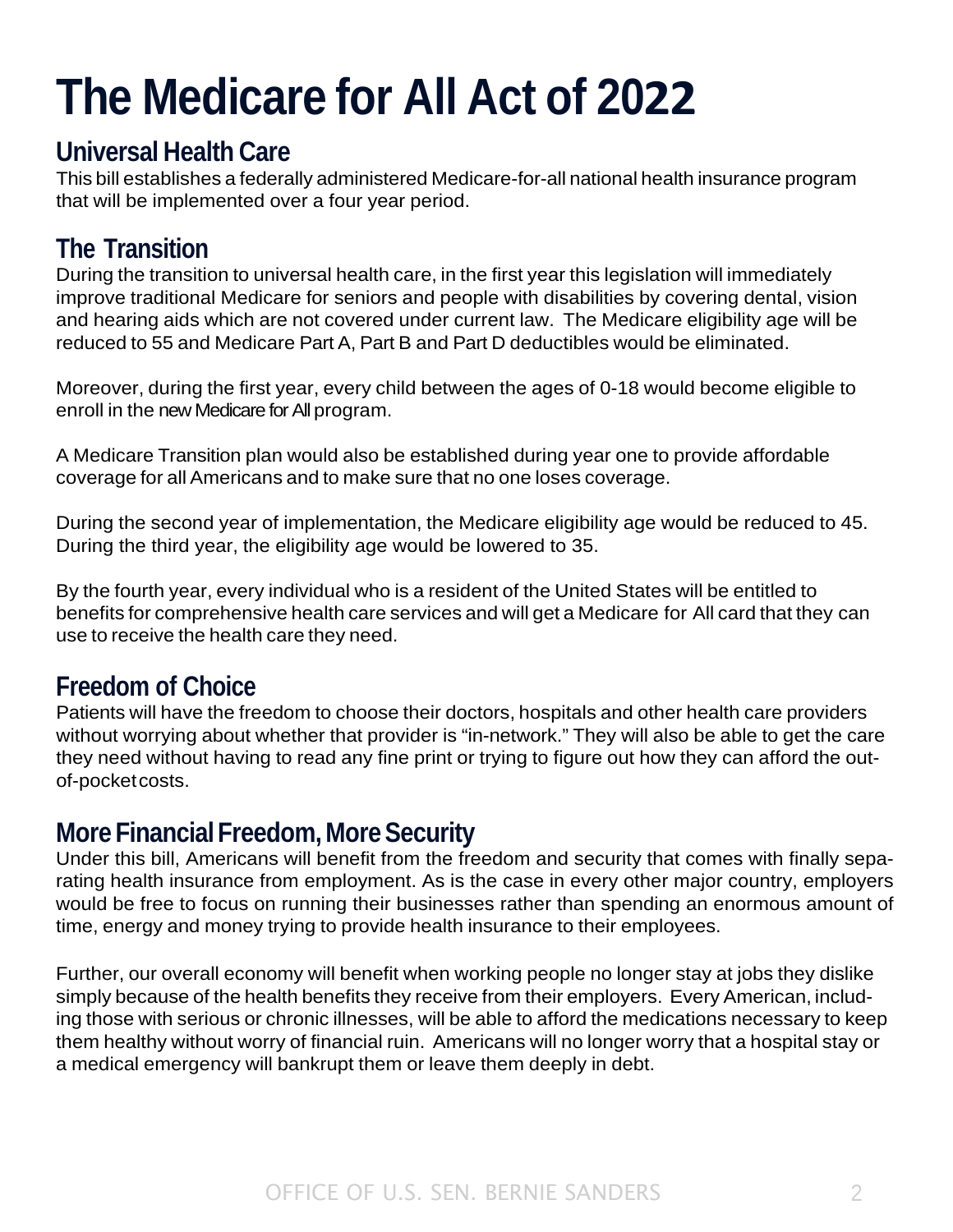# The Medicare for All Act of 2022

## Universal Health Care

This bill establishes a federally administered Medicare-for-all national health insurance program that will be implemented over a four year period.

## The Transition

During the transition to universal health care, in the first year this legislation will immediately improve traditional Medicare for seniors and people with disabilities by covering dental, vision and hearing aids which are not covered under current law. The Medicare eligibility age will be reduced to 55 and Medicare Part A, Part B and Part D deductibles would be eliminated.

Moreover, during the first year, every child between the ages of 0-18 would become eligible to enroll in the new Medicare for All program.

A Medicare Transition plan would also be established during year one to provide affordable coverage for all Americans and to make sure that no one loses coverage.

During the second year of implementation, the Medicare eligibility age would be reduced to 45. During the third year, the eligibility age would be lowered to 35.

By the fourth year, every individual who is a resident of the United States will be entitled to benefits for comprehensive health care services and will get a Medicare for All card that they can use to receive the health care they need.

## Freedom of Choice

Patients will have the freedom to choose their doctors, hospitals and other health care providers without worrying about whether that provider is "in-network." They will also be able to get the care they need without having to read any fine print or trying to figure out how they can afford the out-of-pocket costs.

## More Financial Freedom, More Security

Under this bill, Americans will benefit from the freedom and security that comes with finally separating health insurance from employment. As is the case in every other major country, employers would be free to focus on running their businesses rather than spending an enormous amount of time, energy and money trying to provide health insurance to their employees.

Further, our overall economy will benefit when working people no longer stay at jobs they dislike simply because of the health benefits they receive from their employers. Every American, including those with serious or chronic illnesses, will be able to afford the medications necessary to keep them healthy without worry of financial ruin. Americans will no longer worry that a hospital stay or a medical emergency will bankrupt them or leave them deeply in debt.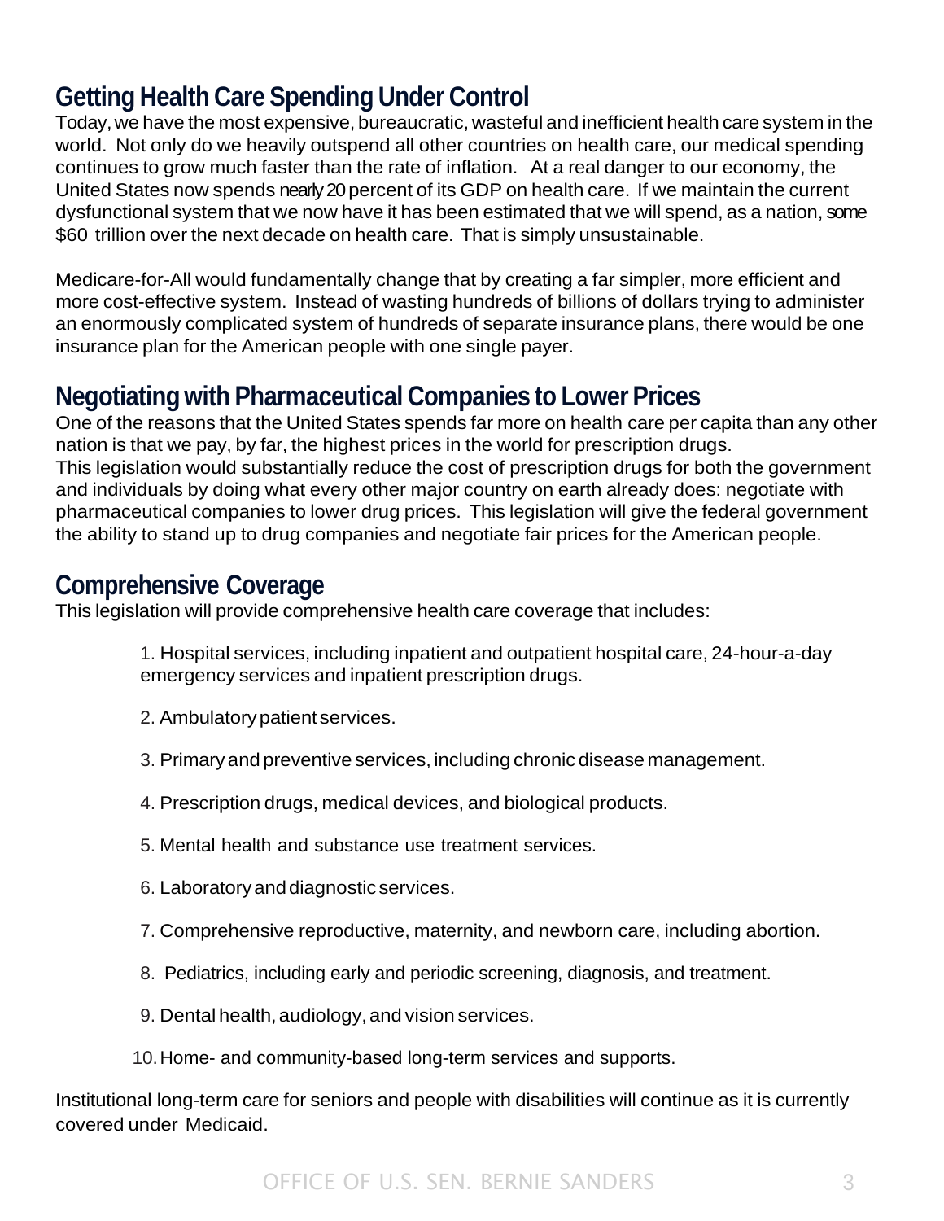## Getting Health Care Spending Under Control

Today, we have the most expensive, bureaucratic, wasteful and inefficient health care system in the world. Not only do we heavily outspend all other countries on health care, our medical spending continues to grow much faster than the rate of inflation. At a real danger to our economy, the United States now spends nearly 20 percent of its GDP on health care. If we maintain the current dysfunctional system that we now have it has been estimated that we will spend, as a nation, some $60 trillion over the next decade on health care. That is simply unsustainable.

Medicare-for-All would fundamentally change that by creating a far simpler, more efficient and more cost-effective system. Instead of wasting hundreds of billions of dollars trying to administer an enormously complicated system of hundreds of separate insurance plans, there would be one insurance plan for the American people with one single payer.

## Negotiating with Pharmaceutical Companies to Lower Prices

One of the reasons that the United States spends far more on health care per capita than any other nation is that we pay, by far, the highest prices in the world for prescription drugs.
This legislation would substantially reduce the cost of prescription drugs for both the government and individuals by doing what every other major country on earth already does: negotiate with pharmaceutical companies to lower drug prices. This legislation will give the federal government the ability to stand up to drug companies and negotiate fair prices for the American people.

## Comprehensive Coverage

This legislation will provide comprehensive health care coverage that includes:

1. Hospital services, including inpatient and outpatient hospital care, 24-hour-a-day emergency services and inpatient prescription drugs.
2. Ambulatory patient services.
3. Primary and preventive services, including chronic disease management.
4. Prescription drugs, medical devices, and biological products.
5. Mental health and substance use treatment services.
6. Laboratory and diagnostic services.
7. Comprehensive reproductive, maternity, and newborn care, including abortion.
8. Pediatrics, including early and periodic screening, diagnosis, and treatment.
9. Dental health, audiology, and vision services.
10. Home- and community-based long-term services and supports.

Institutional long-term care for seniors and people with disabilities will continue as it is currently covered under Medicaid.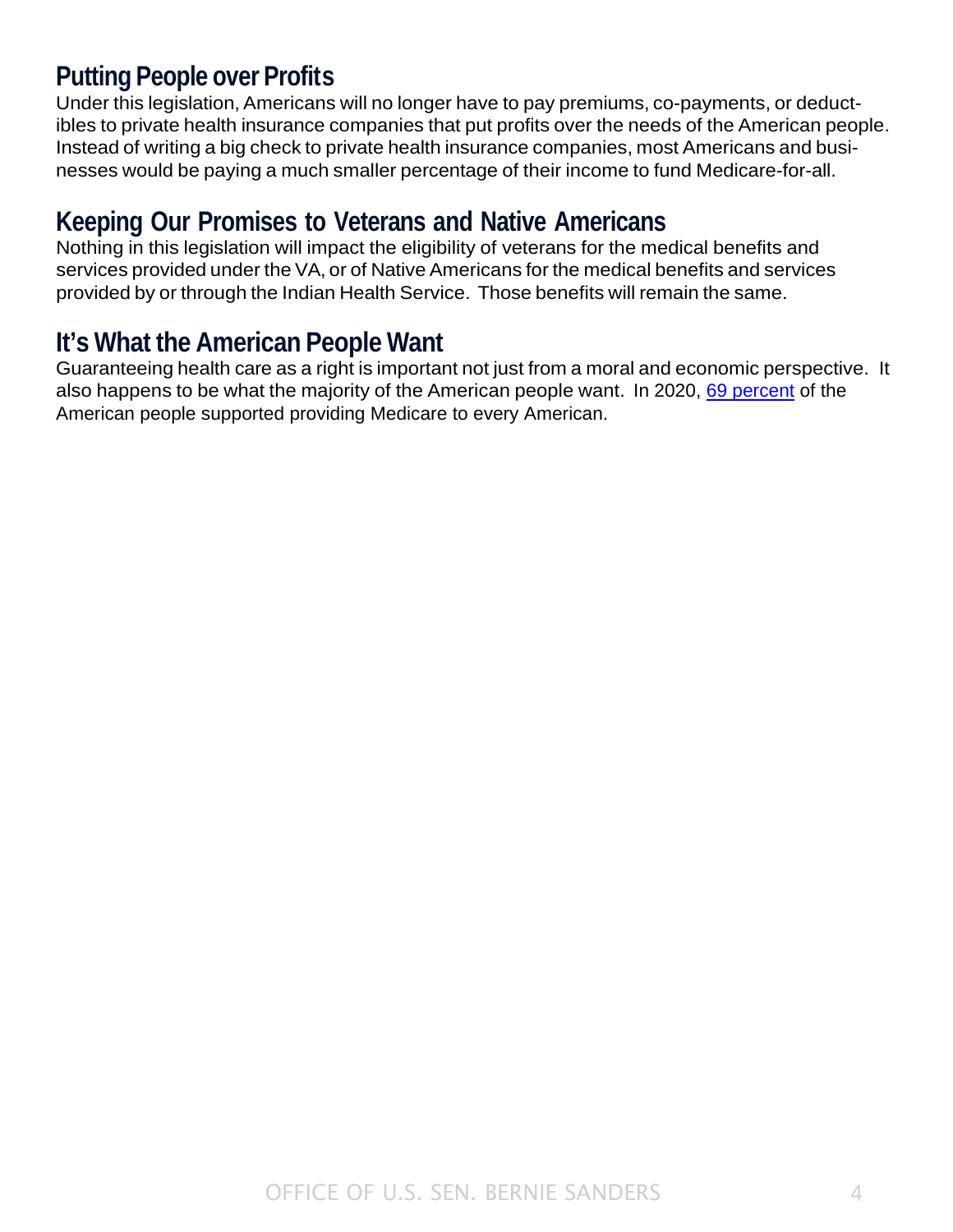## Putting People over Profits

Under this legislation, Americans will no longer have to pay premiums, co-payments, or deductibles to private health insurance companies that put profits over the needs of the American people. Instead of writing a big check to private health insurance companies, most Americans and businesses would be paying a much smaller percentage of their income to fund Medicare-for-all.

## Keeping Our Promises to Veterans and Native Americans

Nothing in this legislation will impact the eligibility of veterans for the medical benefits and services provided under the VA, or of Native Americans for the medical benefits and services provided by or through the Indian Health Service. Those benefits will remain the same.

## It's What the American People Want

Guaranteeing health care as a right is important not just from a moral and economic perspective. It also happens to be what the majority of the American people want. In 2020, 69 percent of the American people supported providing Medicare to every American.